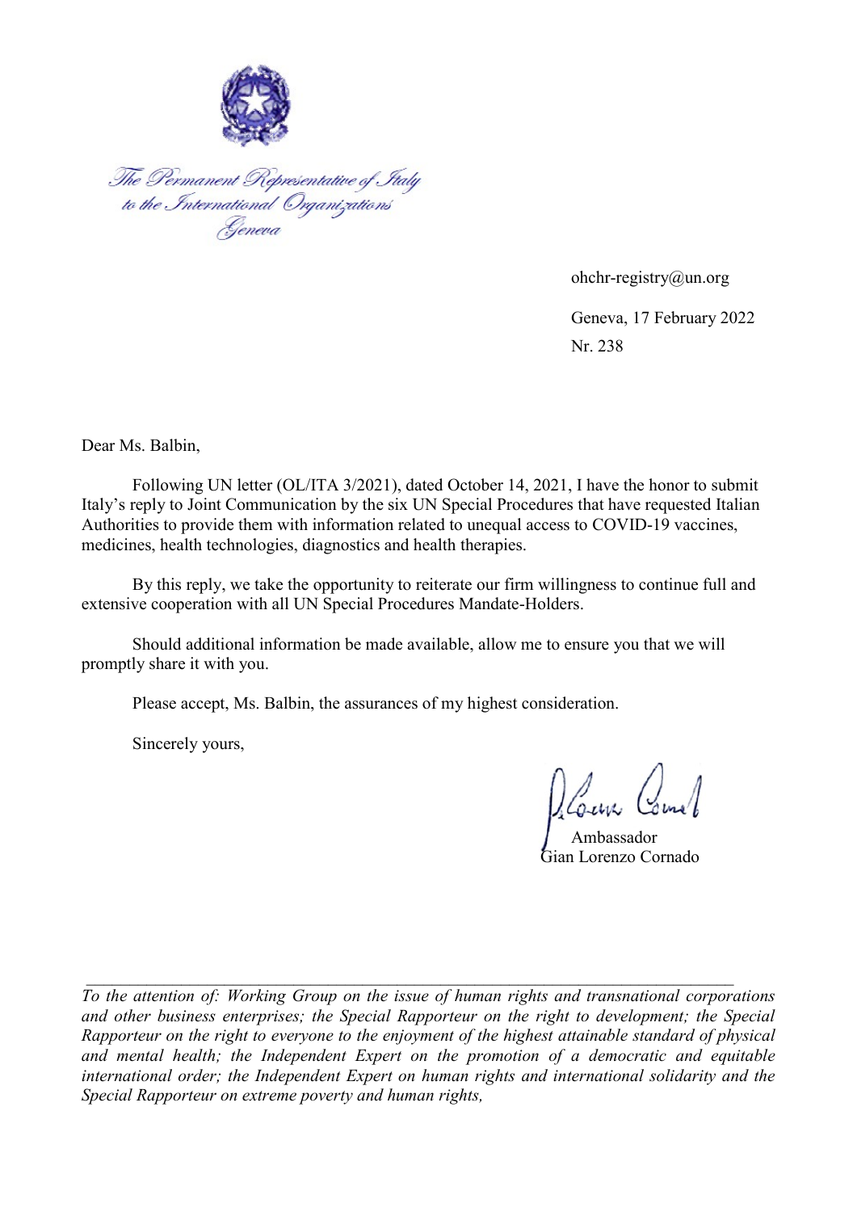*The Permanent Representative of Italy*
*to the International Organizations*
*Geneva*

ohchr-registry@un.org

Geneva, 17 February 2022

Nr. 238

Dear Ms. Balbin,

Following UN letter (OL/ITA 3/2021), dated October 14, 2021, I have the honor to submit Italy's reply to Joint Communication by the six UN Special Procedures that have requested Italian Authorities to provide them with information related to unequal access to COVID-19 vaccines, medicines, health technologies, diagnostics and health therapies.

By this reply, we take the opportunity to reiterate our firm willingness to continue full and extensive cooperation with all UN Special Procedures Mandate-Holders.

Should additional information be made available, allow me to ensure you that we will promptly share it with you.

Please accept, Ms. Balbin, the assurances of my highest consideration.

Sincerely yours,

Ambassador
Gian Lorenzo Cornado

---

*To the attention of: Working Group on the issue of human rights and transnational corporations and other business enterprises; the Special Rapporteur on the right to development; the Special Rapporteur on the right to everyone to the enjoyment of the highest attainable standard of physical and mental health; the Independent Expert on the promotion of a democratic and equitable international order; the Independent Expert on human rights and international solidarity and the Special Rapporteur on extreme poverty and human rights,*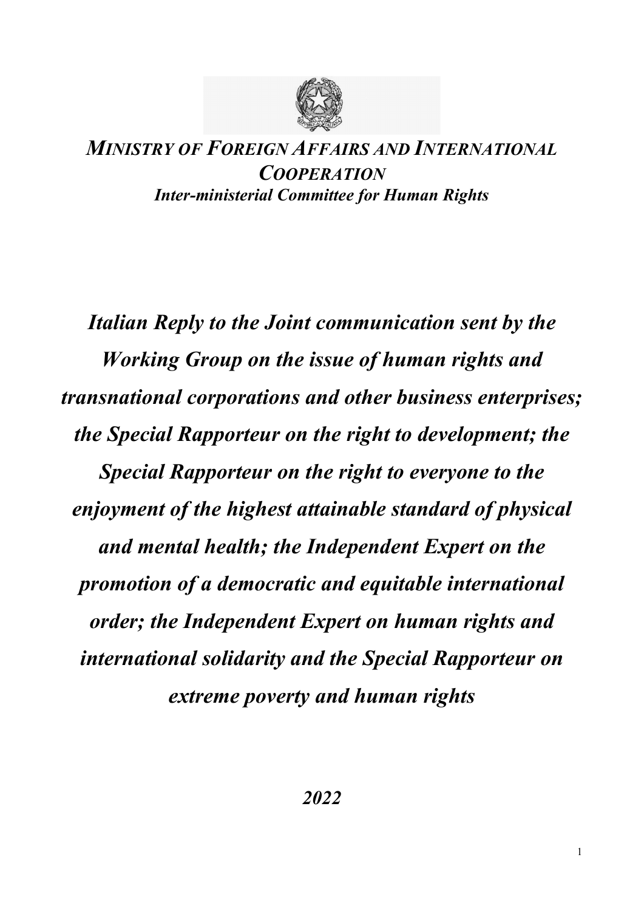***MINISTRY OF FOREIGN AFFAIRS AND INTERNATIONAL COOPERATION***

***Inter-ministerial Committee for Human Rights***

# *Italian Reply to the Joint communication sent by the Working Group on the issue of human rights and transnational corporations and other business enterprises; the Special Rapporteur on the right to development; the Special Rapporteur on the right to everyone to the enjoyment of the highest attainable standard of physical and mental health; the Independent Expert on the promotion of a democratic and equitable international order; the Independent Expert on human rights and international solidarity and the Special Rapporteur on extreme poverty and human rights*

***2022***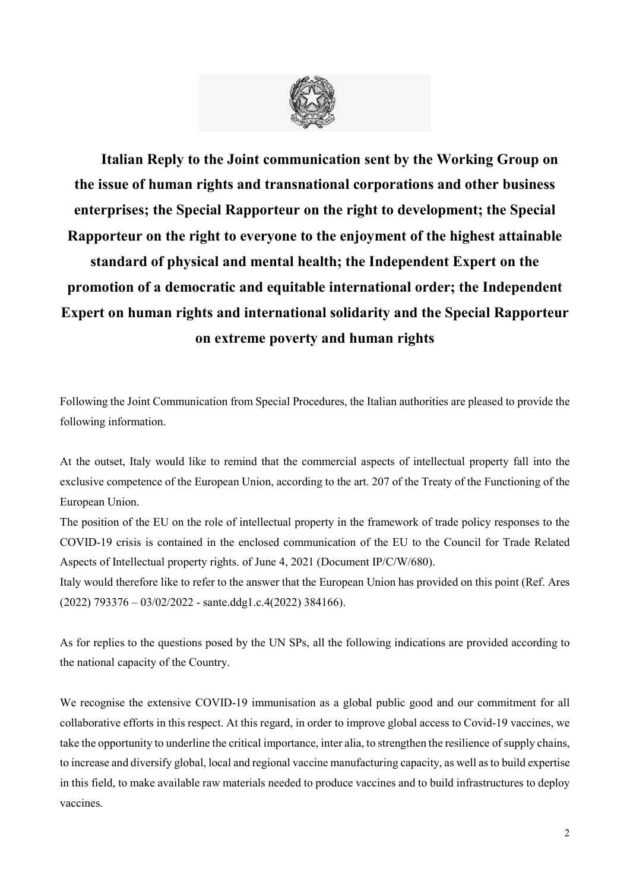# Italian Reply to the Joint communication sent by the Working Group on the issue of human rights and transnational corporations and other business enterprises; the Special Rapporteur on the right to development; the Special Rapporteur on the right to everyone to the enjoyment of the highest attainable standard of physical and mental health; the Independent Expert on the promotion of a democratic and equitable international order; the Independent Expert on human rights and international solidarity and the Special Rapporteur on extreme poverty and human rights

Following the Joint Communication from Special Procedures, the Italian authorities are pleased to provide the following information.

At the outset, Italy would like to remind that the commercial aspects of intellectual property fall into the exclusive competence of the European Union, according to the art. 207 of the Treaty of the Functioning of the European Union.

The position of the EU on the role of intellectual property in the framework of trade policy responses to the COVID-19 crisis is contained in the enclosed communication of the EU to the Council for Trade Related Aspects of Intellectual property rights. of June 4, 2021 (Document IP/C/W/680).

Italy would therefore like to refer to the answer that the European Union has provided on this point (Ref. Ares (2022) 793376 – 03/02/2022 - sante.ddg1.c.4(2022) 384166).

As for replies to the questions posed by the UN SPs, all the following indications are provided according to the national capacity of the Country.

We recognise the extensive COVID-19 immunisation as a global public good and our commitment for all collaborative efforts in this respect. At this regard, in order to improve global access to Covid-19 vaccines, we take the opportunity to underline the critical importance, inter alia, to strengthen the resilience of supply chains, to increase and diversify global, local and regional vaccine manufacturing capacity, as well as to build expertise in this field, to make available raw materials needed to produce vaccines and to build infrastructures to deploy vaccines.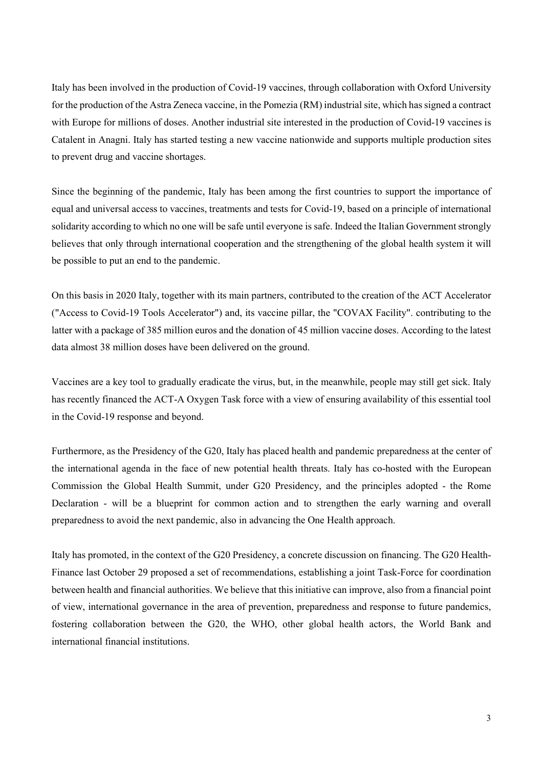Italy has been involved in the production of Covid-19 vaccines, through collaboration with Oxford University for the production of the Astra Zeneca vaccine, in the Pomezia (RM) industrial site, which has signed a contract with Europe for millions of doses. Another industrial site interested in the production of Covid-19 vaccines is Catalent in Anagni. Italy has started testing a new vaccine nationwide and supports multiple production sites to prevent drug and vaccine shortages.

Since the beginning of the pandemic, Italy has been among the first countries to support the importance of equal and universal access to vaccines, treatments and tests for Covid-19, based on a principle of international solidarity according to which no one will be safe until everyone is safe. Indeed the Italian Government strongly believes that only through international cooperation and the strengthening of the global health system it will be possible to put an end to the pandemic.

On this basis in 2020 Italy, together with its main partners, contributed to the creation of the ACT Accelerator ("Access to Covid-19 Tools Accelerator") and, its vaccine pillar, the "COVAX Facility". contributing to the latter with a package of 385 million euros and the donation of 45 million vaccine doses. According to the latest data almost 38 million doses have been delivered on the ground.

Vaccines are a key tool to gradually eradicate the virus, but, in the meanwhile, people may still get sick. Italy has recently financed the ACT-A Oxygen Task force with a view of ensuring availability of this essential tool in the Covid-19 response and beyond.

Furthermore, as the Presidency of the G20, Italy has placed health and pandemic preparedness at the center of the international agenda in the face of new potential health threats. Italy has co-hosted with the European Commission the Global Health Summit, under G20 Presidency, and the principles adopted - the Rome Declaration - will be a blueprint for common action and to strengthen the early warning and overall preparedness to avoid the next pandemic, also in advancing the One Health approach.

Italy has promoted, in the context of the G20 Presidency, a concrete discussion on financing. The G20 Health-Finance last October 29 proposed a set of recommendations, establishing a joint Task-Force for coordination between health and financial authorities. We believe that this initiative can improve, also from a financial point of view, international governance in the area of prevention, preparedness and response to future pandemics, fostering collaboration between the G20, the WHO, other global health actors, the World Bank and international financial institutions.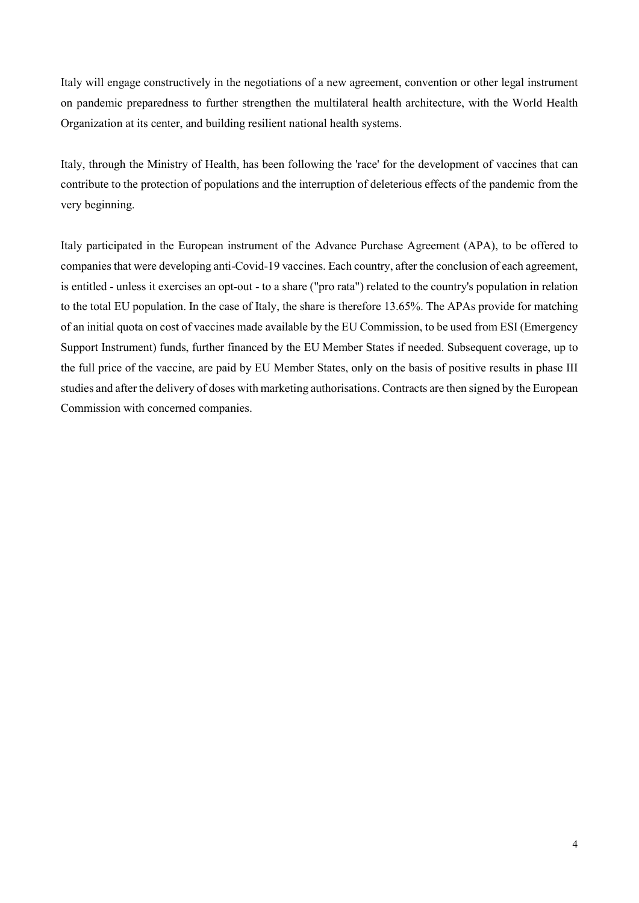Italy will engage constructively in the negotiations of a new agreement, convention or other legal instrument on pandemic preparedness to further strengthen the multilateral health architecture, with the World Health Organization at its center, and building resilient national health systems.

Italy, through the Ministry of Health, has been following the 'race' for the development of vaccines that can contribute to the protection of populations and the interruption of deleterious effects of the pandemic from the very beginning.

Italy participated in the European instrument of the Advance Purchase Agreement (APA), to be offered to companies that were developing anti-Covid-19 vaccines. Each country, after the conclusion of each agreement, is entitled - unless it exercises an opt-out - to a share ("pro rata") related to the country's population in relation to the total EU population. In the case of Italy, the share is therefore 13.65%. The APAs provide for matching of an initial quota on cost of vaccines made available by the EU Commission, to be used from ESI (Emergency Support Instrument) funds, further financed by the EU Member States if needed. Subsequent coverage, up to the full price of the vaccine, are paid by EU Member States, only on the basis of positive results in phase III studies and after the delivery of doses with marketing authorisations. Contracts are then signed by the European Commission with concerned companies.